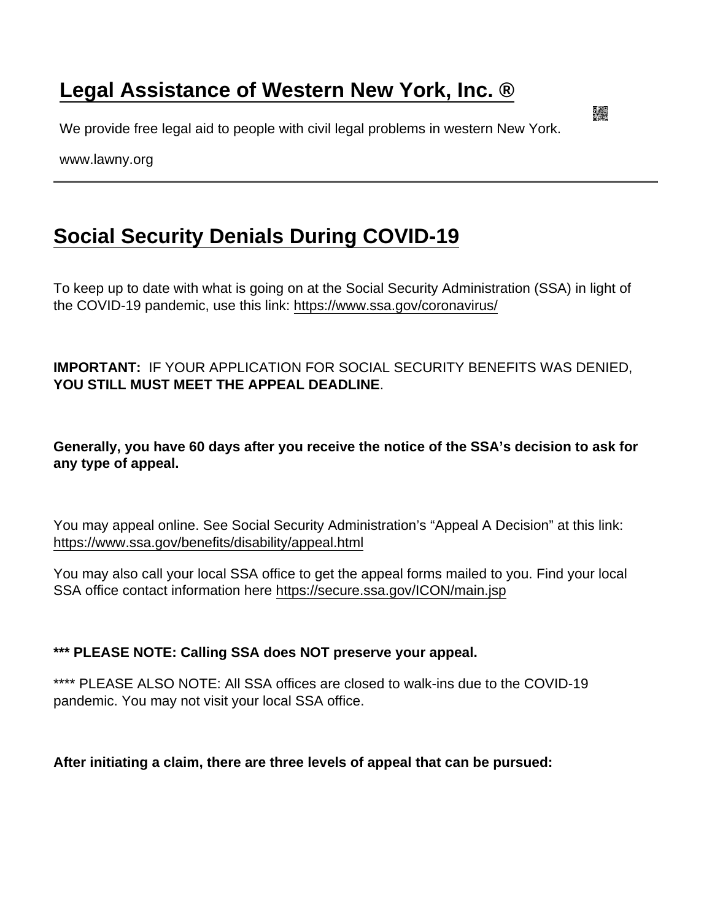# Legal Assistance of Western New York, Inc. ®

We provide free legal aid to people with civil legal problems in western New York.

www.lawny.org

---

## Social Security Denials During COVID-19

To keep up to date with what is going on at the Social Security Administration (SSA) in light of the COVID-19 pandemic, use this link: https://www.ssa.gov/coronavirus/

**IMPORTANT:** IF YOUR APPLICATION FOR SOCIAL SECURITY BENEFITS WAS DENIED, **YOU STILL MUST MEET THE APPEAL DEADLINE**.

**Generally, you have 60 days after you receive the notice of the SSA's decision to ask for any type of appeal.**

You may appeal online. See Social Security Administration's "Appeal A Decision" at this link: https://www.ssa.gov/benefits/disability/appeal.html

You may also call your local SSA office to get the appeal forms mailed to you. Find your local SSA office contact information here https://secure.ssa.gov/ICON/main.jsp

**\*\*\* PLEASE NOTE: Calling SSA does NOT preserve your appeal.**

\*\*\*\* PLEASE ALSO NOTE: All SSA offices are closed to walk-ins due to the COVID-19 pandemic. You may not visit your local SSA office.

**After initiating a claim, there are three levels of appeal that can be pursued:**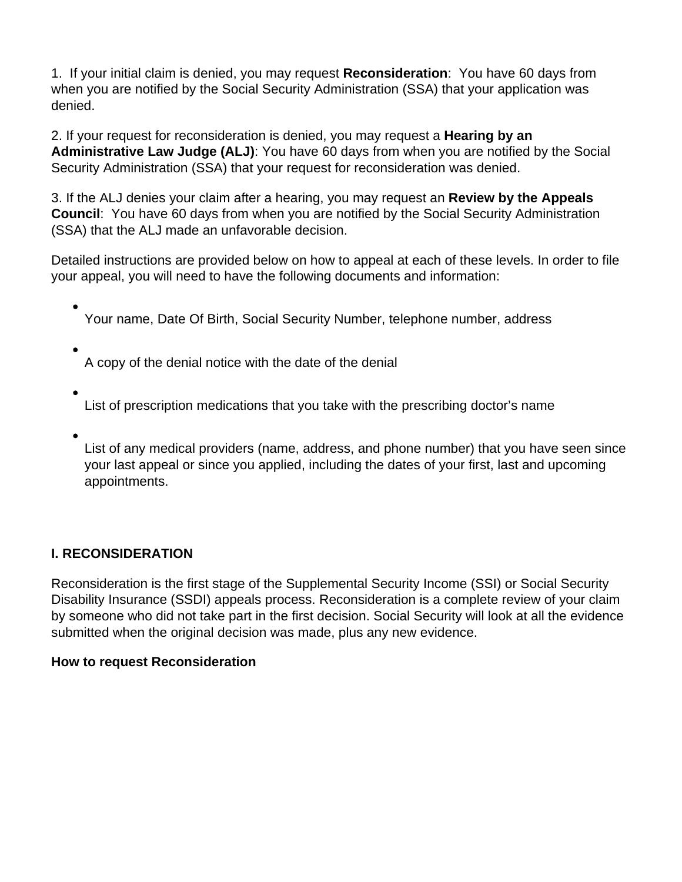1. If your initial claim is denied, you may request **Reconsideration**: You have 60 days from when you are notified by the Social Security Administration (SSA) that your application was denied.

2. If your request for reconsideration is denied, you may request a **Hearing by an Administrative Law Judge (ALJ)**: You have 60 days from when you are notified by the Social Security Administration (SSA) that your request for reconsideration was denied.

3. If the ALJ denies your claim after a hearing, you may request an **Review by the Appeals Council**: You have 60 days from when you are notified by the Social Security Administration (SSA) that the ALJ made an unfavorable decision.

Detailed instructions are provided below on how to appeal at each of these levels. In order to file your appeal, you will need to have the following documents and information:

- Your name, Date Of Birth, Social Security Number, telephone number, address
- A copy of the denial notice with the date of the denial
- List of prescription medications that you take with the prescribing doctor's name
- List of any medical providers (name, address, and phone number) that you have seen since your last appeal or since you applied, including the dates of your first, last and upcoming appointments.

## I. RECONSIDERATION

Reconsideration is the first stage of the Supplemental Security Income (SSI) or Social Security Disability Insurance (SSDI) appeals process. Reconsideration is a complete review of your claim by someone who did not take part in the first decision. Social Security will look at all the evidence submitted when the original decision was made, plus any new evidence.

### How to request Reconsideration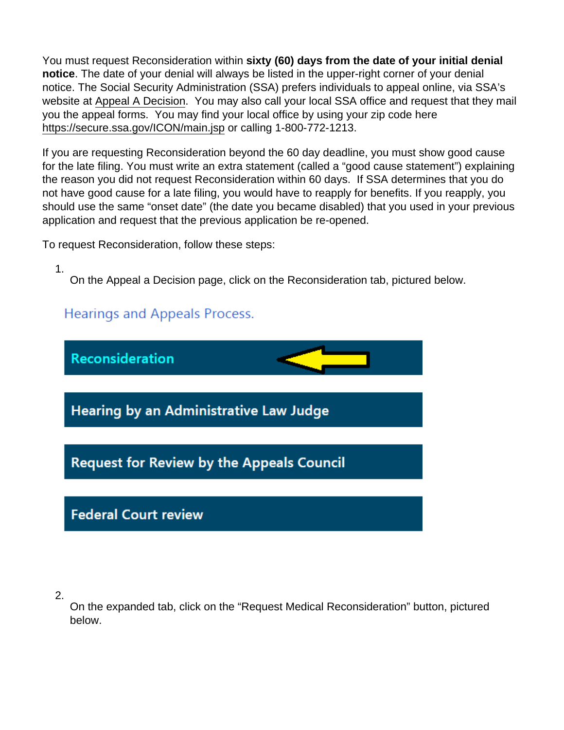You must request Reconsideration within **sixty (60) days from the date of your initial denial notice**. The date of your denial will always be listed in the upper-right corner of your denial notice. The Social Security Administration (SSA) prefers individuals to appeal online, via SSA's website at Appeal A Decision. You may also call your local SSA office and request that they mail you the appeal forms. You may find your local office by using your zip code here https://secure.ssa.gov/ICON/main.jsp or calling 1-800-772-1213.

If you are requesting Reconsideration beyond the 60 day deadline, you must show good cause for the late filing. You must write an extra statement (called a "good cause statement") explaining the reason you did not request Reconsideration within 60 days. If SSA determines that you do not have good cause for a late filing, you would have to reapply for benefits. If you reapply, you should use the same "onset date" (the date you became disabled) that you used in your previous application and request that the previous application be re-opened.

To request Reconsideration, follow these steps:

1. On the Appeal a Decision page, click on the Reconsideration tab, pictured below.

   Hearings and Appeals Process.

   Reconsideration

   Hearing by an Administrative Law Judge

   Request for Review by the Appeals Council

   Federal Court review

2. On the expanded tab, click on the "Request Medical Reconsideration" button, pictured below.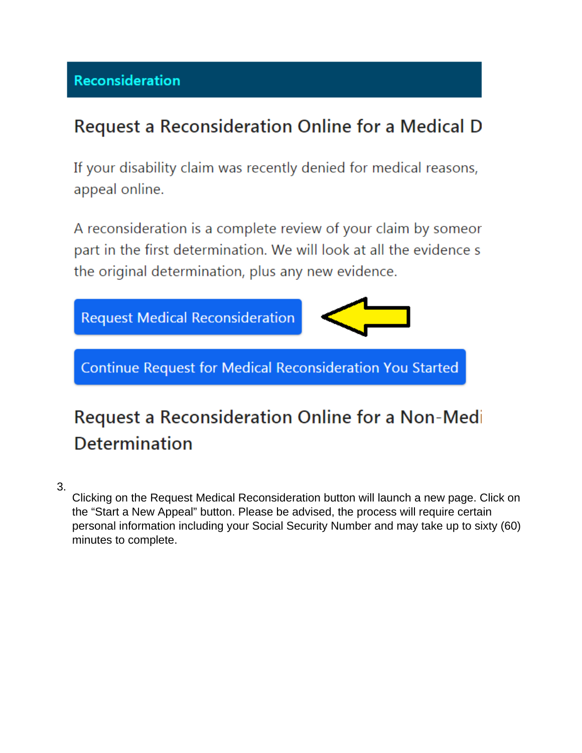Reconsideration

## Request a Reconsideration Online for a Medical D

If your disability claim was recently denied for medical reasons, appeal online.

A reconsideration is a complete review of your claim by someor part in the first determination. We will look at all the evidence s the original determination, plus any new evidence.

Request Medical Reconsideration

Continue Request for Medical Reconsideration You Started

## Request a Reconsideration Online for a Non-Medi Determination

3. Clicking on the Request Medical Reconsideration button will launch a new page. Click on the "Start a New Appeal" button. Please be advised, the process will require certain personal information including your Social Security Number and may take up to sixty (60) minutes to complete.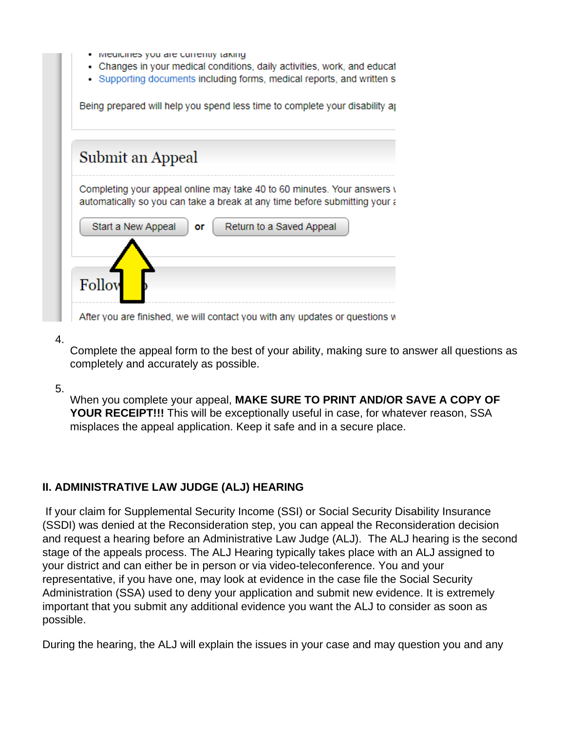4. Complete the appeal form to the best of your ability, making sure to answer all questions as completely and accurately as possible.

5. When you complete your appeal, **MAKE SURE TO PRINT AND/OR SAVE A COPY OF YOUR RECEIPT!!!** This will be exceptionally useful in case, for whatever reason, SSA misplaces the appeal application. Keep it safe and in a secure place.

## II. ADMINISTRATIVE LAW JUDGE (ALJ) HEARING

If your claim for Supplemental Security Income (SSI) or Social Security Disability Insurance (SSDI) was denied at the Reconsideration step, you can appeal the Reconsideration decision and request a hearing before an Administrative Law Judge (ALJ). The ALJ hearing is the second stage of the appeals process. The ALJ Hearing typically takes place with an ALJ assigned to your district and can either be in person or via video-teleconference. You and your representative, if you have one, may look at evidence in the case file the Social Security Administration (SSA) used to deny your application and submit new evidence. It is extremely important that you submit any additional evidence you want the ALJ to consider as soon as possible.

During the hearing, the ALJ will explain the issues in your case and may question you and any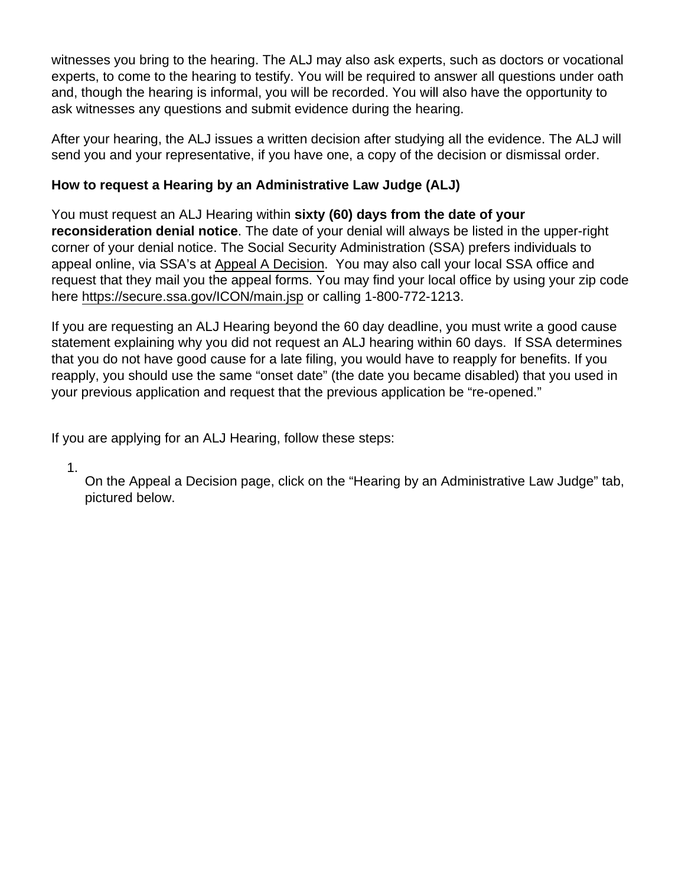witnesses you bring to the hearing. The ALJ may also ask experts, such as doctors or vocational experts, to come to the hearing to testify. You will be required to answer all questions under oath and, though the hearing is informal, you will be recorded. You will also have the opportunity to ask witnesses any questions and submit evidence during the hearing.

After your hearing, the ALJ issues a written decision after studying all the evidence. The ALJ will send you and your representative, if you have one, a copy of the decision or dismissal order.

**How to request a Hearing by an Administrative Law Judge (ALJ)**

You must request an ALJ Hearing within **sixty (60) days from the date of your reconsideration denial notice**. The date of your denial will always be listed in the upper-right corner of your denial notice. The Social Security Administration (SSA) prefers individuals to appeal online, via SSA's at Appeal A Decision. You may also call your local SSA office and request that they mail you the appeal forms. You may find your local office by using your zip code here https://secure.ssa.gov/ICON/main.jsp or calling 1-800-772-1213.

If you are requesting an ALJ Hearing beyond the 60 day deadline, you must write a good cause statement explaining why you did not request an ALJ hearing within 60 days. If SSA determines that you do not have good cause for a late filing, you would have to reapply for benefits. If you reapply, you should use the same "onset date" (the date you became disabled) that you used in your previous application and request that the previous application be "re-opened."

If you are applying for an ALJ Hearing, follow these steps:

1. On the Appeal a Decision page, click on the "Hearing by an Administrative Law Judge" tab, pictured below.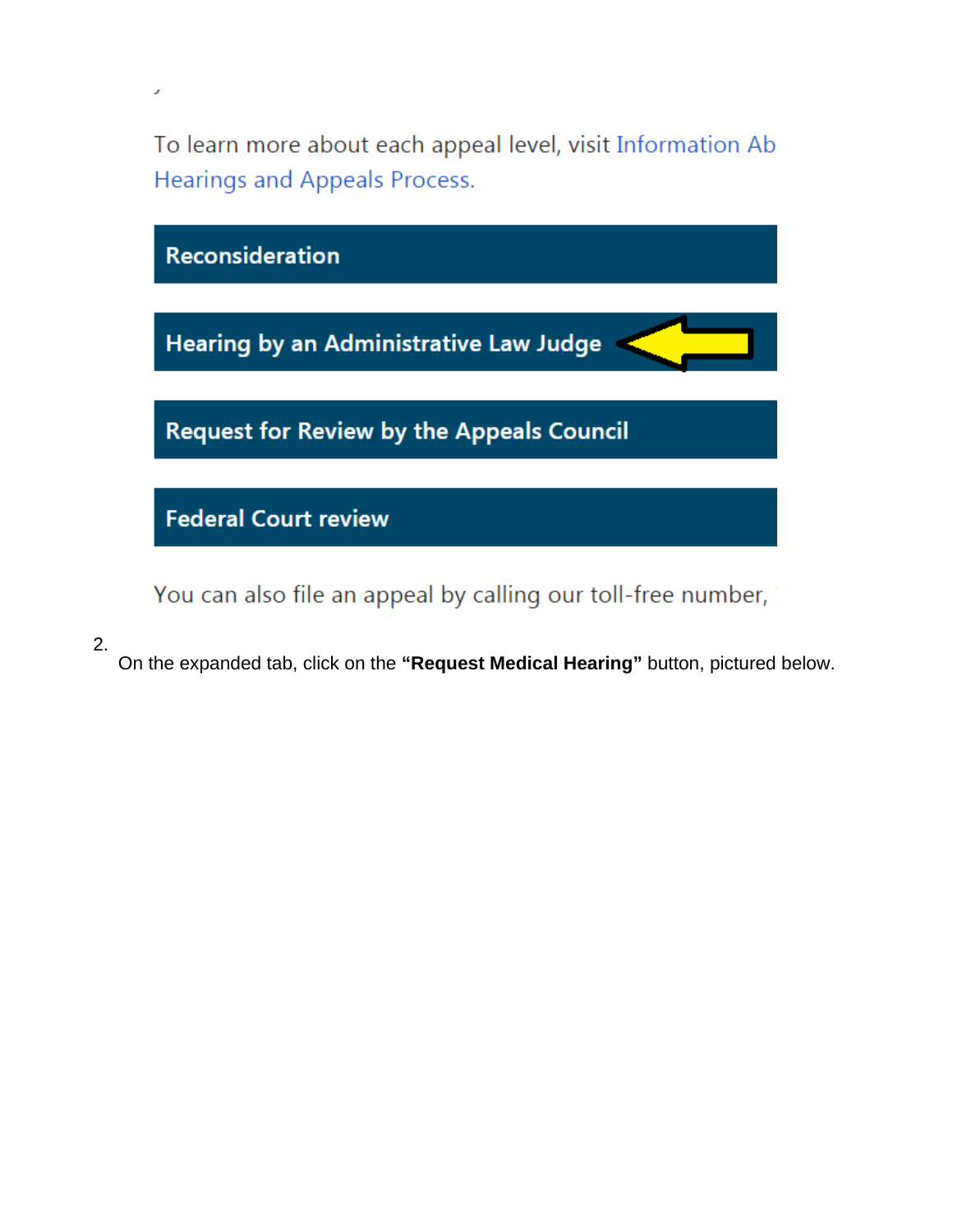To learn more about each appeal level, visit Information Ab Hearings and Appeals Process.

Reconsideration

Hearing by an Administrative Law Judge

Request for Review by the Appeals Council

Federal Court review

You can also file an appeal by calling our toll-free number,

2. On the expanded tab, click on the **"Request Medical Hearing"** button, pictured below.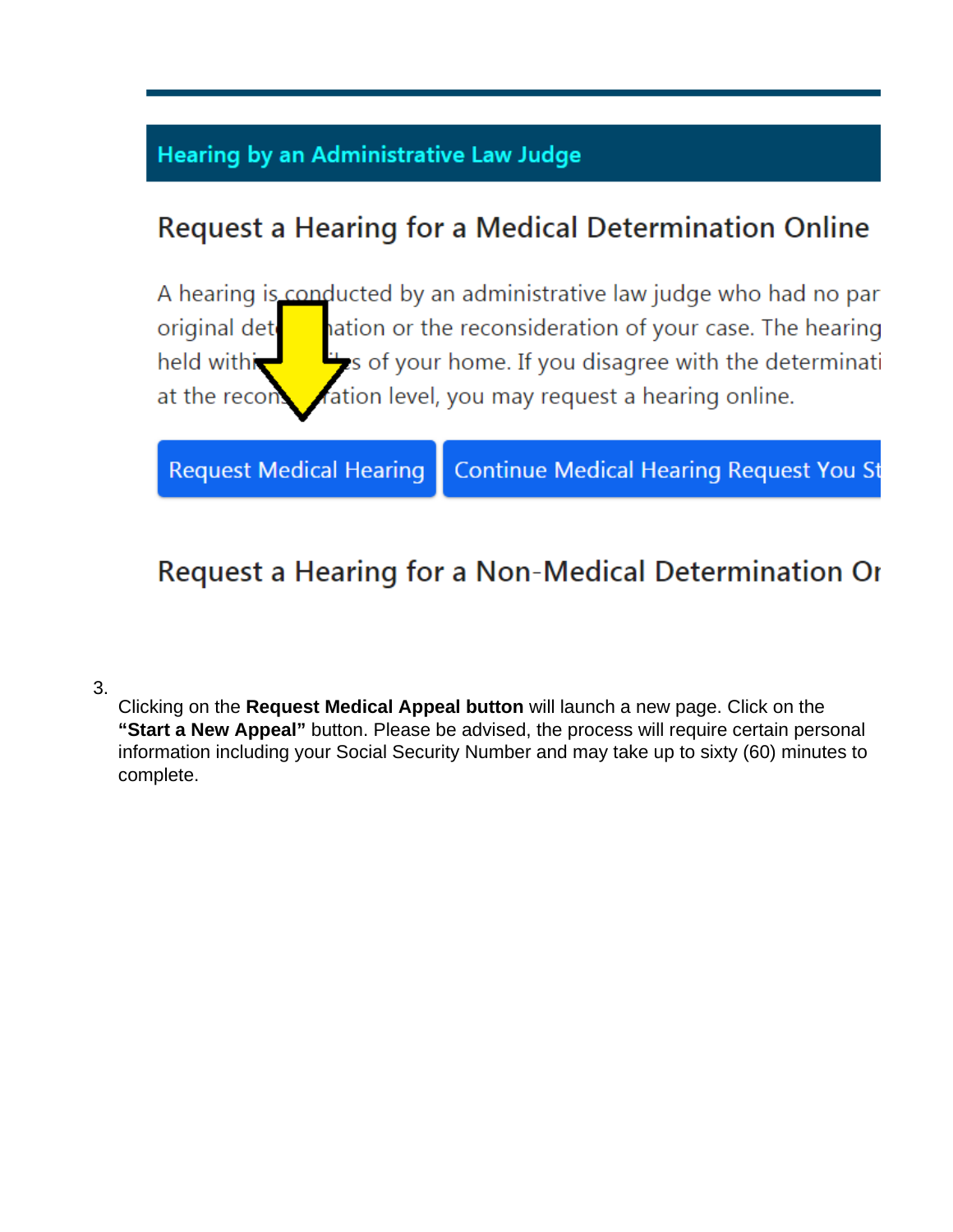## Hearing by an Administrative Law Judge

### Request a Hearing for a Medical Determination Online

A hearing is conducted by an administrative law judge who had no par original determination or the reconsideration of your case. The hearing held within miles of your home. If you disagree with the determinati at the reconsideration level, you may request a hearing online.

Request Medical Hearing | Continue Medical Hearing Request You St

### Request a Hearing for a Non-Medical Determination Or

3. Clicking on the **Request Medical Appeal button** will launch a new page. Click on the **"Start a New Appeal"** button. Please be advised, the process will require certain personal information including your Social Security Number and may take up to sixty (60) minutes to complete.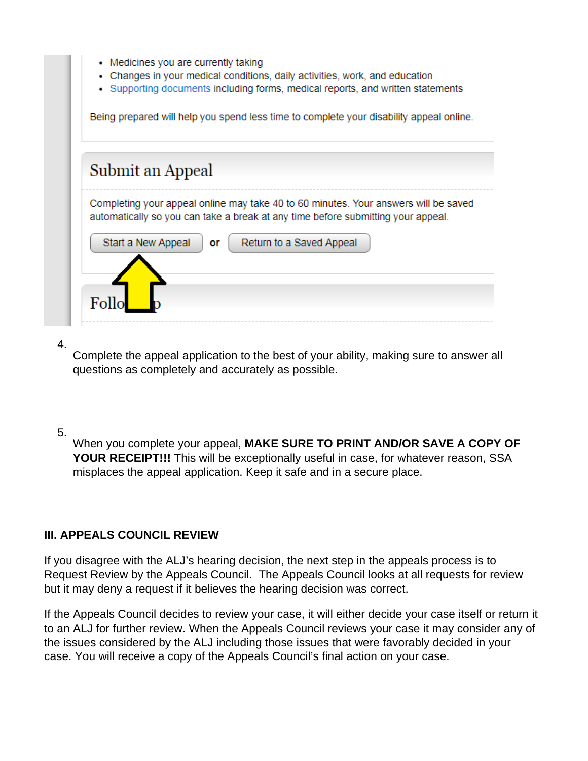- Medicines you are currently taking
- Changes in your medical conditions, daily activities, work, and education
- Supporting documents including forms, medical reports, and written statements

Being prepared will help you spend less time to complete your disability appeal online.

Submit an Appeal

Completing your appeal online may take 40 to 60 minutes. Your answers will be saved automatically so you can take a break at any time before submitting your appeal.

Start a New Appeal or Return to a Saved Appeal

Follow Up

4. Complete the appeal application to the best of your ability, making sure to answer all questions as completely and accurately as possible.

5. When you complete your appeal, **MAKE SURE TO PRINT AND/OR SAVE A COPY OF YOUR RECEIPT!!!** This will be exceptionally useful in case, for whatever reason, SSA misplaces the appeal application. Keep it safe and in a secure place.

## III. APPEALS COUNCIL REVIEW

If you disagree with the ALJ's hearing decision, the next step in the appeals process is to Request Review by the Appeals Council. The Appeals Council looks at all requests for review but it may deny a request if it believes the hearing decision was correct.

If the Appeals Council decides to review your case, it will either decide your case itself or return it to an ALJ for further review. When the Appeals Council reviews your case it may consider any of the issues considered by the ALJ including those issues that were favorably decided in your case. You will receive a copy of the Appeals Council's final action on your case.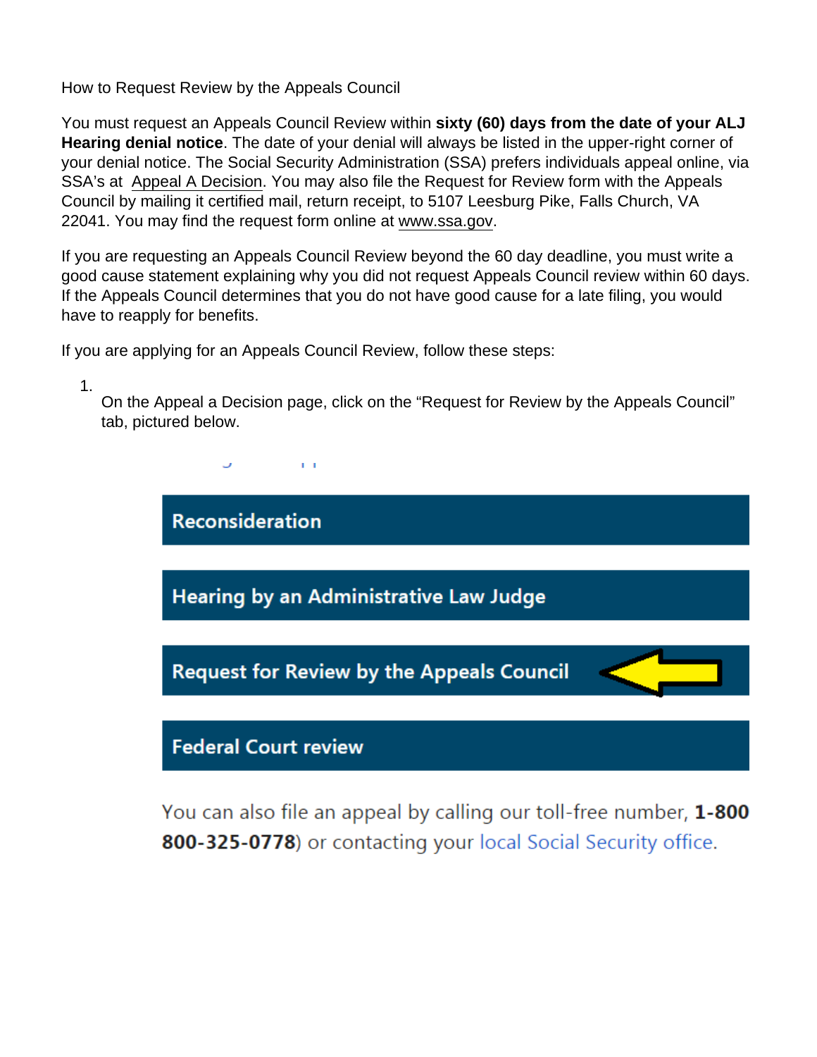How to Request Review by the Appeals Council

You must request an Appeals Council Review within **sixty (60) days from the date of your ALJ Hearing denial notice**. The date of your denial will always be listed in the upper-right corner of your denial notice. The Social Security Administration (SSA) prefers individuals appeal online, via SSA's at Appeal A Decision. You may also file the Request for Review form with the Appeals Council by mailing it certified mail, return receipt, to 5107 Leesburg Pike, Falls Church, VA 22041. You may find the request form online at www.ssa.gov.

If you are requesting an Appeals Council Review beyond the 60 day deadline, you must write a good cause statement explaining why you did not request Appeals Council review within 60 days. If the Appeals Council determines that you do not have good cause for a late filing, you would have to reapply for benefits.

If you are applying for an Appeals Council Review, follow these steps:

1. On the Appeal a Decision page, click on the "Request for Review by the Appeals Council" tab, pictured below.

**Reconsideration**

**Hearing by an Administrative Law Judge**

**Request for Review by the Appeals Council**

**Federal Court review**

You can also file an appeal by calling our toll-free number, **1-800 800-325-0778**) or contacting your local Social Security office.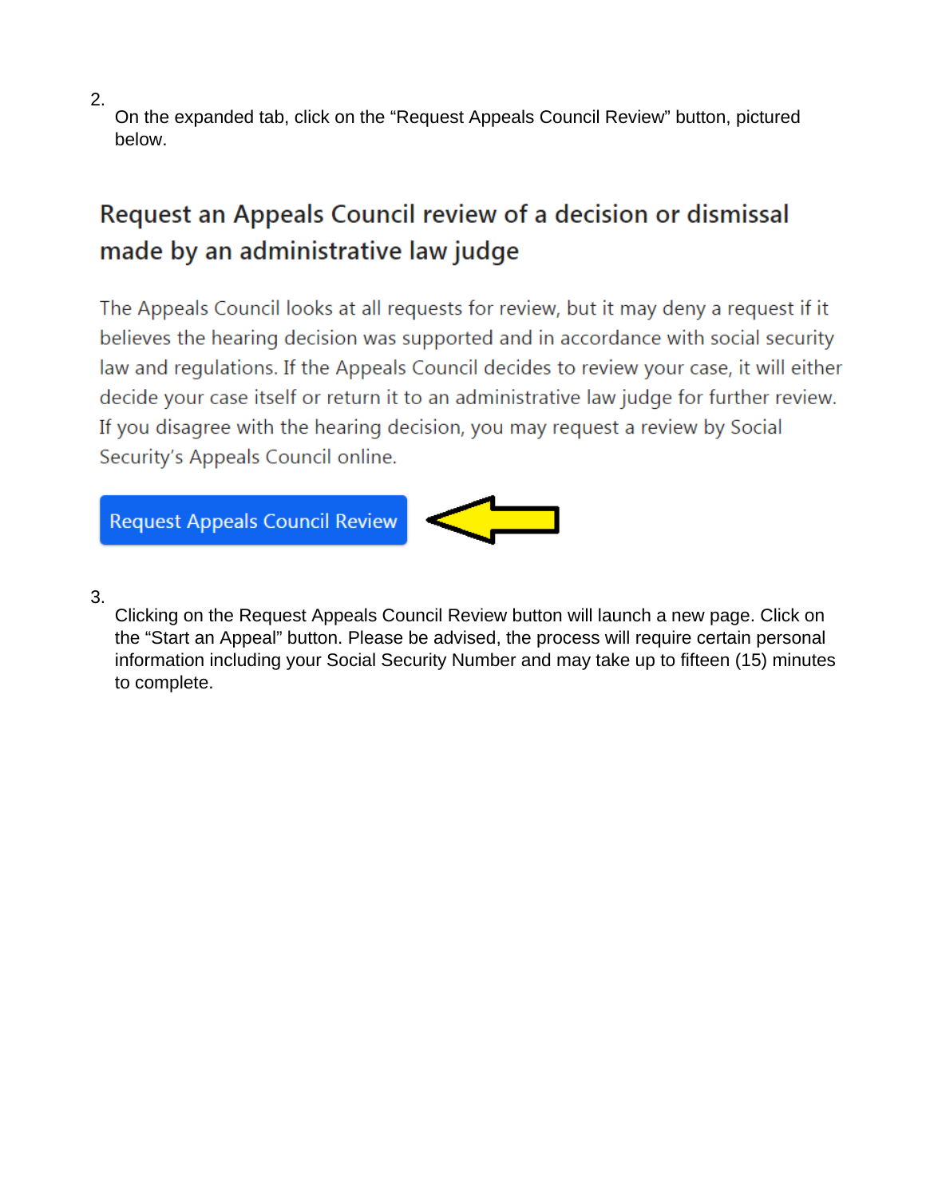2. On the expanded tab, click on the "Request Appeals Council Review" button, pictured below.

## Request an Appeals Council review of a decision or dismissal made by an administrative law judge

The Appeals Council looks at all requests for review, but it may deny a request if it believes the hearing decision was supported and in accordance with social security law and regulations. If the Appeals Council decides to review your case, it will either decide your case itself or return it to an administrative law judge for further review. If you disagree with the hearing decision, you may request a review by Social Security's Appeals Council online.

Request Appeals Council Review

3. Clicking on the Request Appeals Council Review button will launch a new page. Click on the "Start an Appeal" button. Please be advised, the process will require certain personal information including your Social Security Number and may take up to fifteen (15) minutes to complete.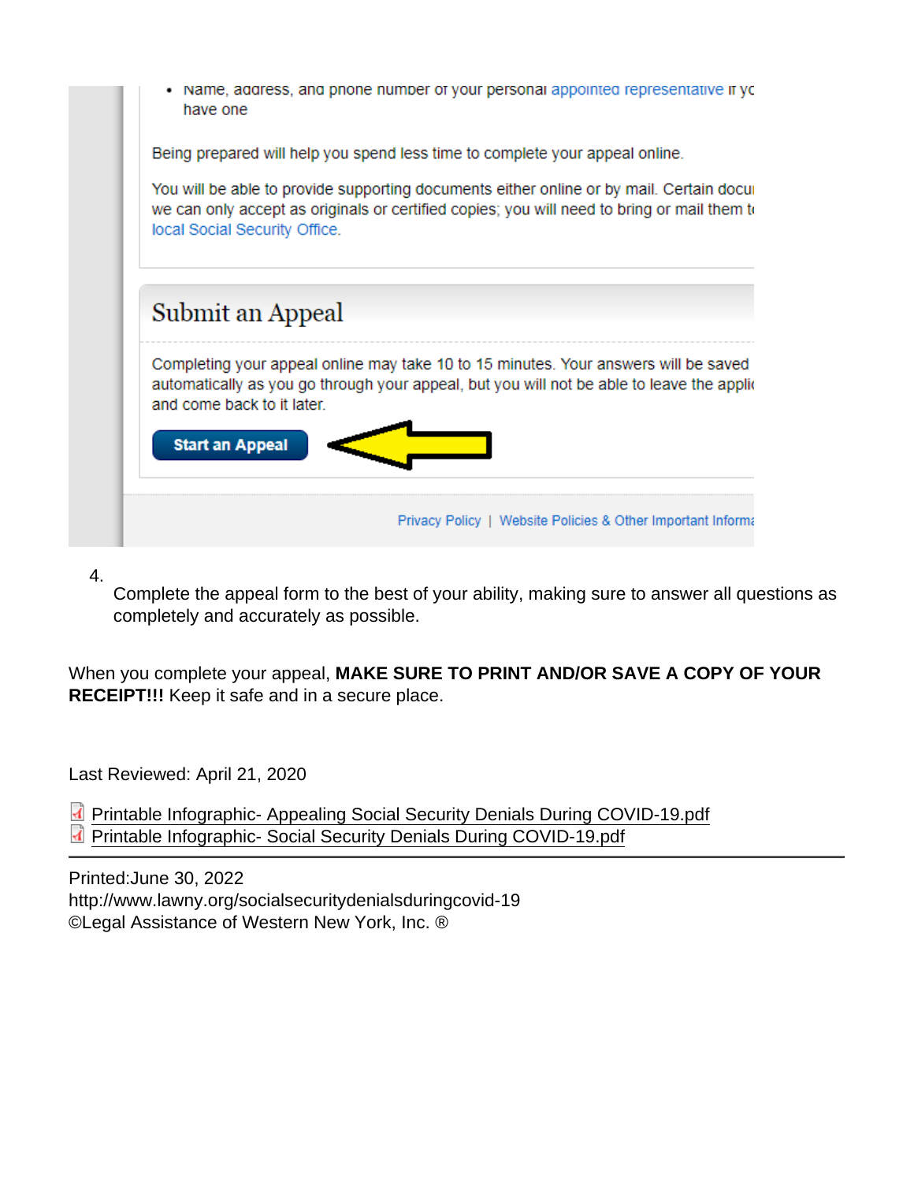4. Complete the appeal form to the best of your ability, making sure to answer all questions as completely and accurately as possible.

When you complete your appeal, **MAKE SURE TO PRINT AND/OR SAVE A COPY OF YOUR RECEIPT!!!** Keep it safe and in a secure place.

Last Reviewed: April 21, 2020

- Printable Infographic- Appealing Social Security Denials During COVID-19.pdf
- Printable Infographic- Social Security Denials During COVID-19.pdf

---

Printed:June 30, 2022
http://www.lawny.org/socialsecuritydenialsduringcovid-19
©Legal Assistance of Western New York, Inc. ®